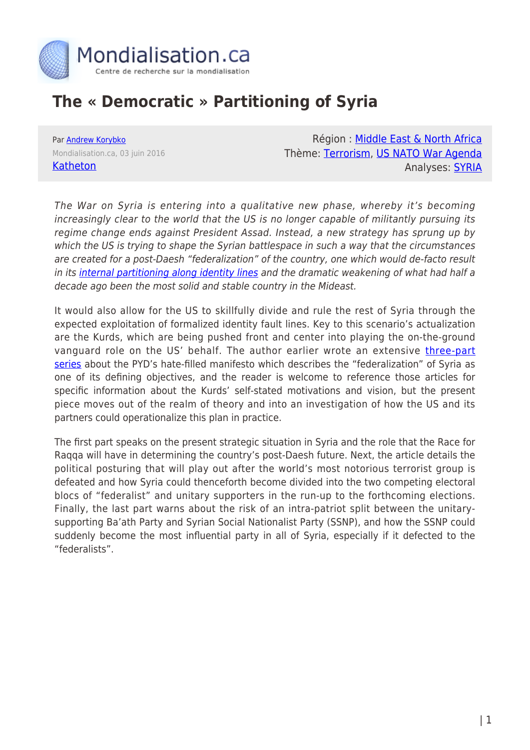# The « Democratic » Partitioning of Syria

Par Andrew Korybko
Mondialisation.ca, 03 juin 2016
Katheton

Région : Middle East & North Africa
Thème: Terrorism, US NATO War Agenda
Analyses: SYRIA

*The War on Syria is entering into a qualitative new phase, whereby it's becoming increasingly clear to the world that the US is no longer capable of militantly pursuing its regime change ends against President Assad. Instead, a new strategy has sprung up by which the US is trying to shape the Syrian battlespace in such a way that the circumstances are created for a post-Daesh "federalization" of the country, one which would de-facto result in its internal partitioning along identity lines and the dramatic weakening of what had half a decade ago been the most solid and stable country in the Mideast.*

It would also allow for the US to skillfully divide and rule the rest of Syria through the expected exploitation of formalized identity fault lines. Key to this scenario's actualization are the Kurds, which are being pushed front and center into playing the on-the-ground vanguard role on the US' behalf. The author earlier wrote an extensive three-part series about the PYD's hate-filled manifesto which describes the "federalization" of Syria as one of its defining objectives, and the reader is welcome to reference those articles for specific information about the Kurds' self-stated motivations and vision, but the present piece moves out of the realm of theory and into an investigation of how the US and its partners could operationalize this plan in practice.

The first part speaks on the present strategic situation in Syria and the role that the Race for Raqqa will have in determining the country's post-Daesh future. Next, the article details the political posturing that will play out after the world's most notorious terrorist group is defeated and how Syria could thenceforth become divided into the two competing electoral blocs of "federalist" and unitary supporters in the run-up to the forthcoming elections. Finally, the last part warns about the risk of an intra-patriot split between the unitary-supporting Ba'ath Party and Syrian Social Nationalist Party (SSNP), and how the SSNP could suddenly become the most influential party in all of Syria, especially if it defected to the "federalists".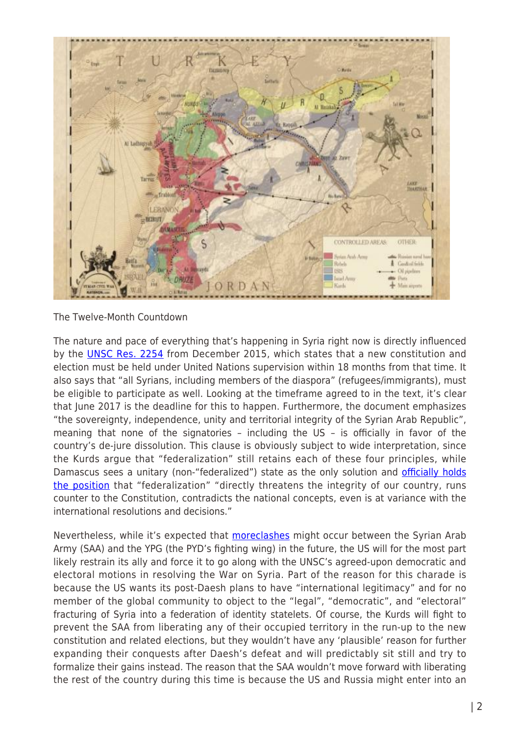The Twelve-Month Countdown

The nature and pace of everything that's happening in Syria right now is directly influenced by the UNSC Res. 2254 from December 2015, which states that a new constitution and election must be held under United Nations supervision within 18 months from that time. It also says that "all Syrians, including members of the diaspora" (refugees/immigrants), must be eligible to participate as well. Looking at the timeframe agreed to in the text, it's clear that June 2017 is the deadline for this to happen. Furthermore, the document emphasizes "the sovereignty, independence, unity and territorial integrity of the Syrian Arab Republic", meaning that none of the signatories – including the US – is officially in favor of the country's de-jure dissolution. This clause is obviously subject to wide interpretation, since the Kurds argue that "federalization" still retains each of these four principles, while Damascus sees a unitary (non-"federalized") state as the only solution and officially holds the position that "federalization" "directly threatens the integrity of our country, runs counter to the Constitution, contradicts the national concepts, even is at variance with the international resolutions and decisions."

Nevertheless, while it's expected that moreclashes might occur between the Syrian Arab Army (SAA) and the YPG (the PYD's fighting wing) in the future, the US will for the most part likely restrain its ally and force it to go along with the UNSC's agreed-upon democratic and electoral motions in resolving the War on Syria. Part of the reason for this charade is because the US wants its post-Daesh plans to have "international legitimacy" and for no member of the global community to object to the "legal", "democratic", and "electoral" fracturing of Syria into a federation of identity statelets. Of course, the Kurds will fight to prevent the SAA from liberating any of their occupied territory in the run-up to the new constitution and related elections, but they wouldn't have any 'plausible' reason for further expanding their conquests after Daesh's defeat and will predictably sit still and try to formalize their gains instead. The reason that the SAA wouldn't move forward with liberating the rest of the country during this time is because the US and Russia might enter into an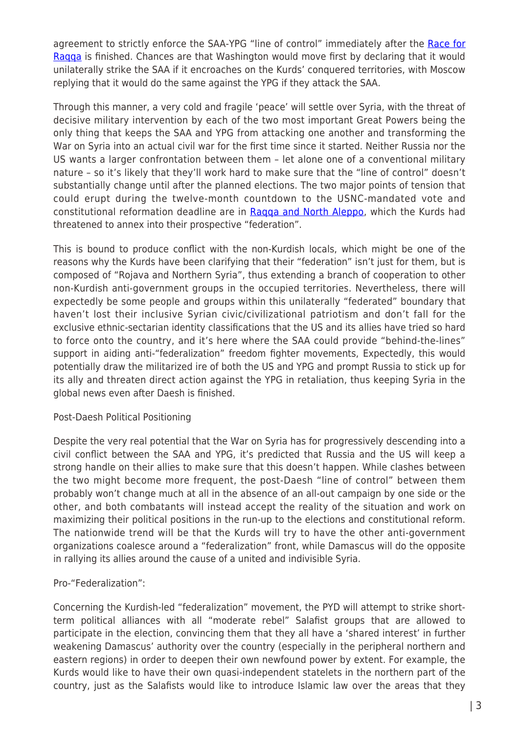agreement to strictly enforce the SAA-YPG "line of control" immediately after the [Race for Raqqa](#) is finished. Chances are that Washington would move first by declaring that it would unilaterally strike the SAA if it encroaches on the Kurds' conquered territories, with Moscow replying that it would do the same against the YPG if they attack the SAA.

Through this manner, a very cold and fragile 'peace' will settle over Syria, with the threat of decisive military intervention by each of the two most important Great Powers being the only thing that keeps the SAA and YPG from attacking one another and transforming the War on Syria into an actual civil war for the first time since it started. Neither Russia nor the US wants a larger confrontation between them – let alone one of a conventional military nature – so it's likely that they'll work hard to make sure that the "line of control" doesn't substantially change until after the planned elections. The two major points of tension that could erupt during the twelve-month countdown to the USNC-mandated vote and constitutional reformation deadline are in [Raqqa and North Aleppo](#), which the Kurds had threatened to annex into their prospective "federation".

This is bound to produce conflict with the non-Kurdish locals, which might be one of the reasons why the Kurds have been clarifying that their "federation" isn't just for them, but is composed of "Rojava and Northern Syria", thus extending a branch of cooperation to other non-Kurdish anti-government groups in the occupied territories. Nevertheless, there will expectedly be some people and groups within this unilaterally "federated" boundary that haven't lost their inclusive Syrian civic/civilizational patriotism and don't fall for the exclusive ethnic-sectarian identity classifications that the US and its allies have tried so hard to force onto the country, and it's here where the SAA could provide "behind-the-lines" support in aiding anti-"federalization" freedom fighter movements, Expectedly, this would potentially draw the militarized ire of both the US and YPG and prompt Russia to stick up for its ally and threaten direct action against the YPG in retaliation, thus keeping Syria in the global news even after Daesh is finished.

Post-Daesh Political Positioning

Despite the very real potential that the War on Syria has for progressively descending into a civil conflict between the SAA and YPG, it's predicted that Russia and the US will keep a strong handle on their allies to make sure that this doesn't happen. While clashes between the two might become more frequent, the post-Daesh "line of control" between them probably won't change much at all in the absence of an all-out campaign by one side or the other, and both combatants will instead accept the reality of the situation and work on maximizing their political positions in the run-up to the elections and constitutional reform. The nationwide trend will be that the Kurds will try to have the other anti-government organizations coalesce around a "federalization" front, while Damascus will do the opposite in rallying its allies around the cause of a united and indivisible Syria.

Pro-"Federalization":

Concerning the Kurdish-led "federalization" movement, the PYD will attempt to strike short-term political alliances with all "moderate rebel" Salafist groups that are allowed to participate in the election, convincing them that they all have a 'shared interest' in further weakening Damascus' authority over the country (especially in the peripheral northern and eastern regions) in order to deepen their own newfound power by extent. For example, the Kurds would like to have their own quasi-independent statelets in the northern part of the country, just as the Salafists would like to introduce Islamic law over the areas that they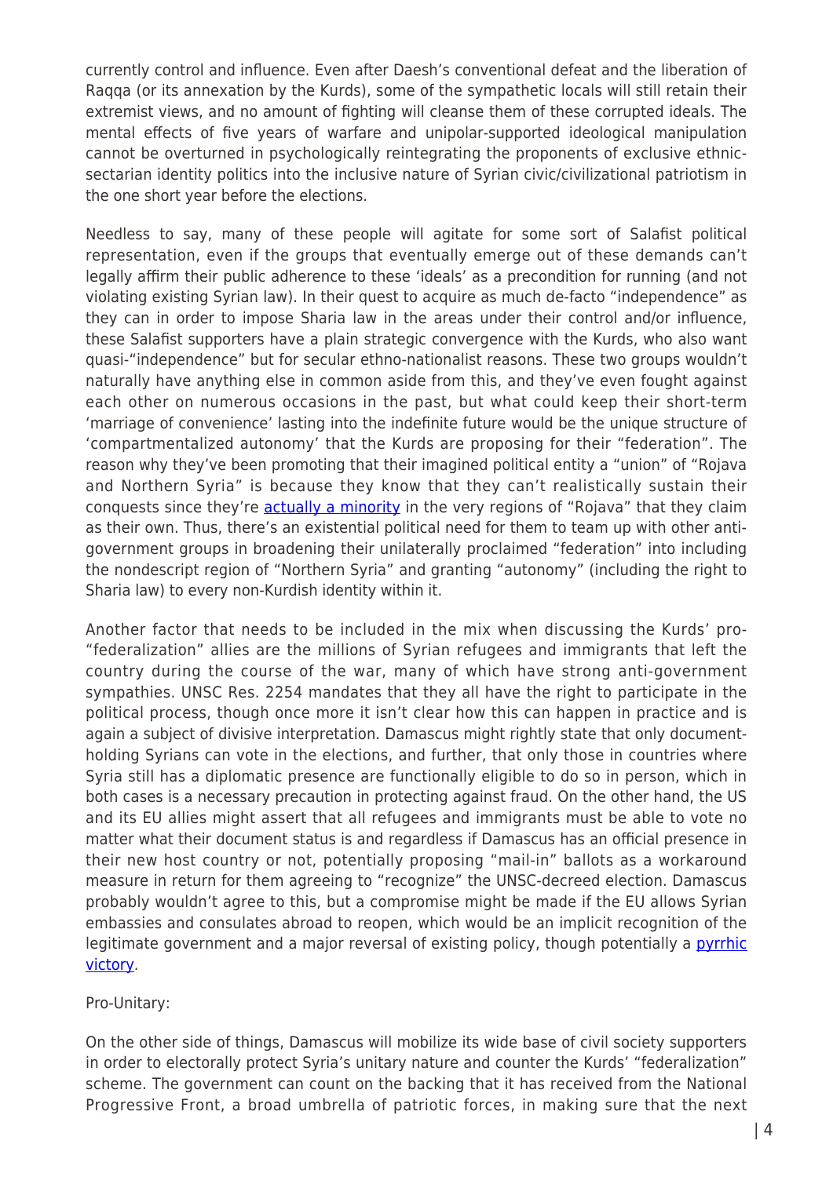currently control and influence. Even after Daesh's conventional defeat and the liberation of Raqqa (or its annexation by the Kurds), some of the sympathetic locals will still retain their extremist views, and no amount of fighting will cleanse them of these corrupted ideals. The mental effects of five years of warfare and unipolar-supported ideological manipulation cannot be overturned in psychologically reintegrating the proponents of exclusive ethnic-sectarian identity politics into the inclusive nature of Syrian civic/civilizational patriotism in the one short year before the elections.

Needless to say, many of these people will agitate for some sort of Salafist political representation, even if the groups that eventually emerge out of these demands can't legally affirm their public adherence to these 'ideals' as a precondition for running (and not violating existing Syrian law). In their quest to acquire as much de-facto "independence" as they can in order to impose Sharia law in the areas under their control and/or influence, these Salafist supporters have a plain strategic convergence with the Kurds, who also want quasi-"independence" but for secular ethno-nationalist reasons. These two groups wouldn't naturally have anything else in common aside from this, and they've even fought against each other on numerous occasions in the past, but what could keep their short-term 'marriage of convenience' lasting into the indefinite future would be the unique structure of 'compartmentalized autonomy' that the Kurds are proposing for their "federation". The reason why they've been promoting that their imagined political entity a "union" of "Rojava and Northern Syria" is because they know that they can't realistically sustain their conquests since they're [actually a minority] in the very regions of "Rojava" that they claim as their own. Thus, there's an existential political need for them to team up with other anti-government groups in broadening their unilaterally proclaimed "federation" into including the nondescript region of "Northern Syria" and granting "autonomy" (including the right to Sharia law) to every non-Kurdish identity within it.

Another factor that needs to be included in the mix when discussing the Kurds' pro-"federalization" allies are the millions of Syrian refugees and immigrants that left the country during the course of the war, many of which have strong anti-government sympathies. UNSC Res. 2254 mandates that they all have the right to participate in the political process, though once more it isn't clear how this can happen in practice and is again a subject of divisive interpretation. Damascus might rightly state that only document-holding Syrians can vote in the elections, and further, that only those in countries where Syria still has a diplomatic presence are functionally eligible to do so in person, which in both cases is a necessary precaution in protecting against fraud. On the other hand, the US and its EU allies might assert that all refugees and immigrants must be able to vote no matter what their document status is and regardless if Damascus has an official presence in their new host country or not, potentially proposing "mail-in" ballots as a workaround measure in return for them agreeing to "recognize" the UNSC-decreed election. Damascus probably wouldn't agree to this, but a compromise might be made if the EU allows Syrian embassies and consulates abroad to reopen, which would be an implicit recognition of the legitimate government and a major reversal of existing policy, though potentially a [pyrrhic victory].

Pro-Unitary:

On the other side of things, Damascus will mobilize its wide base of civil society supporters in order to electorally protect Syria's unitary nature and counter the Kurds' "federalization" scheme. The government can count on the backing that it has received from the National Progressive Front, a broad umbrella of patriotic forces, in making sure that the next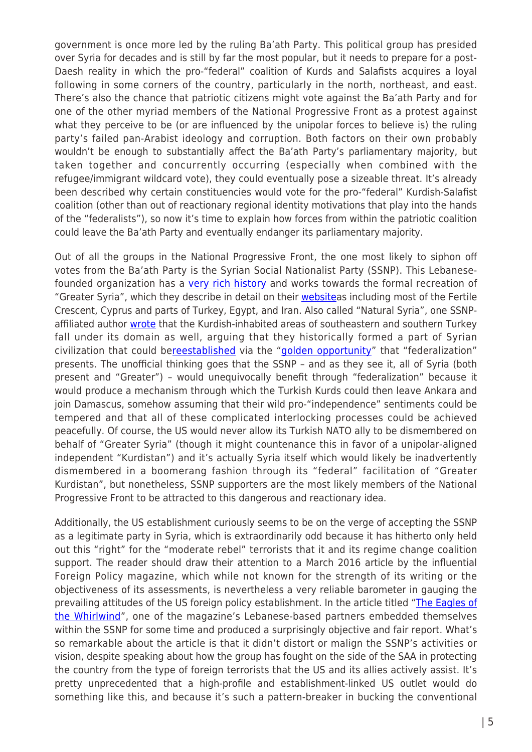government is once more led by the ruling Ba'ath Party. This political group has presided over Syria for decades and is still by far the most popular, but it needs to prepare for a post-Daesh reality in which the pro-"federal" coalition of Kurds and Salafists acquires a loyal following in some corners of the country, particularly in the north, northeast, and east. There's also the chance that patriotic citizens might vote against the Ba'ath Party and for one of the other myriad members of the National Progressive Front as a protest against what they perceive to be (or are influenced by the unipolar forces to believe is) the ruling party's failed pan-Arabist ideology and corruption. Both factors on their own probably wouldn't be enough to substantially affect the Ba'ath Party's parliamentary majority, but taken together and concurrently occurring (especially when combined with the refugee/immigrant wildcard vote), they could eventually pose a sizeable threat. It's already been described why certain constituencies would vote for the pro-"federal" Kurdish-Salafist coalition (other than out of reactionary regional identity motivations that play into the hands of the "federalists"), so now it's time to explain how forces from within the patriotic coalition could leave the Ba'ath Party and eventually endanger its parliamentary majority.

Out of all the groups in the National Progressive Front, the one most likely to siphon off votes from the Ba'ath Party is the Syrian Social Nationalist Party (SSNP). This Lebanese-founded organization has a very rich history and works towards the formal recreation of "Greater Syria", which they describe in detail on their websiteas including most of the Fertile Crescent, Cyprus and parts of Turkey, Egypt, and Iran. Also called "Natural Syria", one SSNP-affiliated author wrote that the Kurdish-inhabited areas of southeastern and southern Turkey fall under its domain as well, arguing that they historically formed a part of Syrian civilization that could bereestablished via the "golden opportunity" that "federalization" presents. The unofficial thinking goes that the SSNP – and as they see it, all of Syria (both present and "Greater") – would unequivocally benefit through "federalization" because it would produce a mechanism through which the Turkish Kurds could then leave Ankara and join Damascus, somehow assuming that their wild pro-"independence" sentiments could be tempered and that all of these complicated interlocking processes could be achieved peacefully. Of course, the US would never allow its Turkish NATO ally to be dismembered on behalf of "Greater Syria" (though it might countenance this in favor of a unipolar-aligned independent "Kurdistan") and it's actually Syria itself which would likely be inadvertently dismembered in a boomerang fashion through its "federal" facilitation of "Greater Kurdistan", but nonetheless, SSNP supporters are the most likely members of the National Progressive Front to be attracted to this dangerous and reactionary idea.

Additionally, the US establishment curiously seems to be on the verge of accepting the SSNP as a legitimate party in Syria, which is extraordinarily odd because it has hitherto only held out this "right" for the "moderate rebel" terrorists that it and its regime change coalition support. The reader should draw their attention to a March 2016 article by the influential Foreign Policy magazine, which while not known for the strength of its writing or the objectiveness of its assessments, is nevertheless a very reliable barometer in gauging the prevailing attitudes of the US foreign policy establishment. In the article titled "The Eagles of the Whirlwind", one of the magazine's Lebanese-based partners embedded themselves within the SSNP for some time and produced a surprisingly objective and fair report. What's so remarkable about the article is that it didn't distort or malign the SSNP's activities or vision, despite speaking about how the group has fought on the side of the SAA in protecting the country from the type of foreign terrorists that the US and its allies actively assist. It's pretty unprecedented that a high-profile and establishment-linked US outlet would do something like this, and because it's such a pattern-breaker in bucking the conventional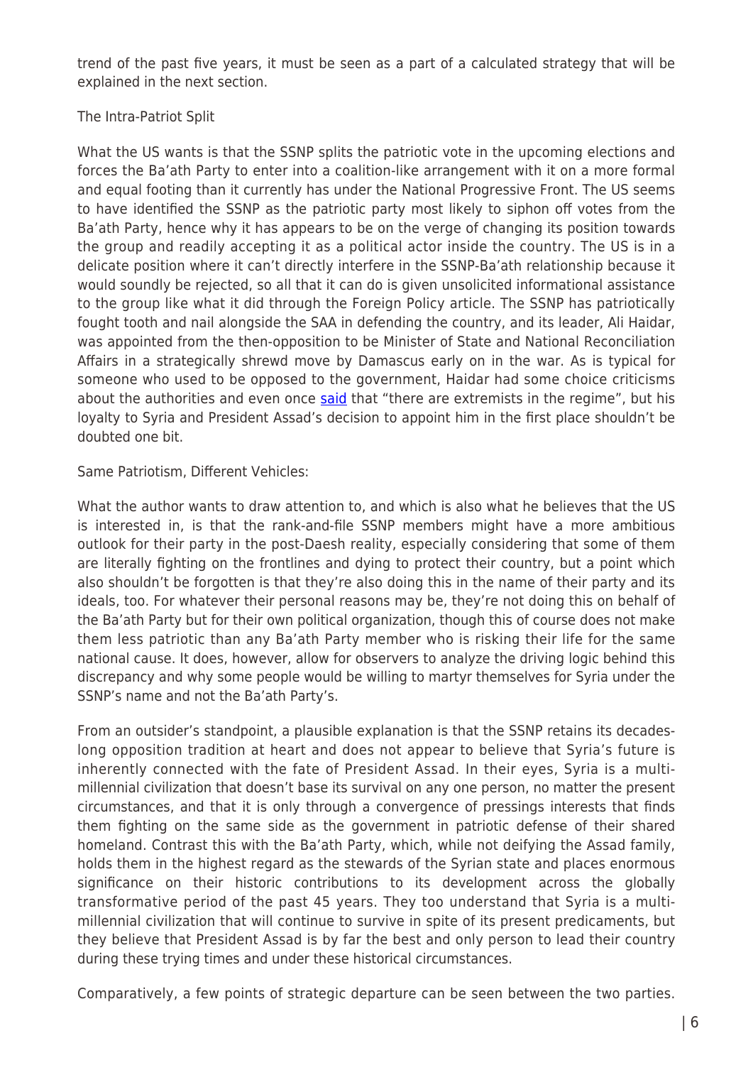trend of the past five years, it must be seen as a part of a calculated strategy that will be explained in the next section.

## The Intra-Patriot Split

What the US wants is that the SSNP splits the patriotic vote in the upcoming elections and forces the Ba'ath Party to enter into a coalition-like arrangement with it on a more formal and equal footing than it currently has under the National Progressive Front. The US seems to have identified the SSNP as the patriotic party most likely to siphon off votes from the Ba'ath Party, hence why it has appears to be on the verge of changing its position towards the group and readily accepting it as a political actor inside the country. The US is in a delicate position where it can't directly interfere in the SSNP-Ba'ath relationship because it would soundly be rejected, so all that it can do is given unsolicited informational assistance to the group like what it did through the Foreign Policy article. The SSNP has patriotically fought tooth and nail alongside the SAA in defending the country, and its leader, Ali Haidar, was appointed from the then-opposition to be Minister of State and National Reconciliation Affairs in a strategically shrewd move by Damascus early on in the war. As is typical for someone who used to be opposed to the government, Haidar had some choice criticisms about the authorities and even once said that "there are extremists in the regime", but his loyalty to Syria and President Assad's decision to appoint him in the first place shouldn't be doubted one bit.

## Same Patriotism, Different Vehicles:

What the author wants to draw attention to, and which is also what he believes that the US is interested in, is that the rank-and-file SSNP members might have a more ambitious outlook for their party in the post-Daesh reality, especially considering that some of them are literally fighting on the frontlines and dying to protect their country, but a point which also shouldn't be forgotten is that they're also doing this in the name of their party and its ideals, too. For whatever their personal reasons may be, they're not doing this on behalf of the Ba'ath Party but for their own political organization, though this of course does not make them less patriotic than any Ba'ath Party member who is risking their life for the same national cause. It does, however, allow for observers to analyze the driving logic behind this discrepancy and why some people would be willing to martyr themselves for Syria under the SSNP's name and not the Ba'ath Party's.

From an outsider's standpoint, a plausible explanation is that the SSNP retains its decades-long opposition tradition at heart and does not appear to believe that Syria's future is inherently connected with the fate of President Assad. In their eyes, Syria is a multi-millennial civilization that doesn't base its survival on any one person, no matter the present circumstances, and that it is only through a convergence of pressings interests that finds them fighting on the same side as the government in patriotic defense of their shared homeland. Contrast this with the Ba'ath Party, which, while not deifying the Assad family, holds them in the highest regard as the stewards of the Syrian state and places enormous significance on their historic contributions to its development across the globally transformative period of the past 45 years. They too understand that Syria is a multi-millennial civilization that will continue to survive in spite of its present predicaments, but they believe that President Assad is by far the best and only person to lead their country during these trying times and under these historical circumstances.

Comparatively, a few points of strategic departure can be seen between the two parties.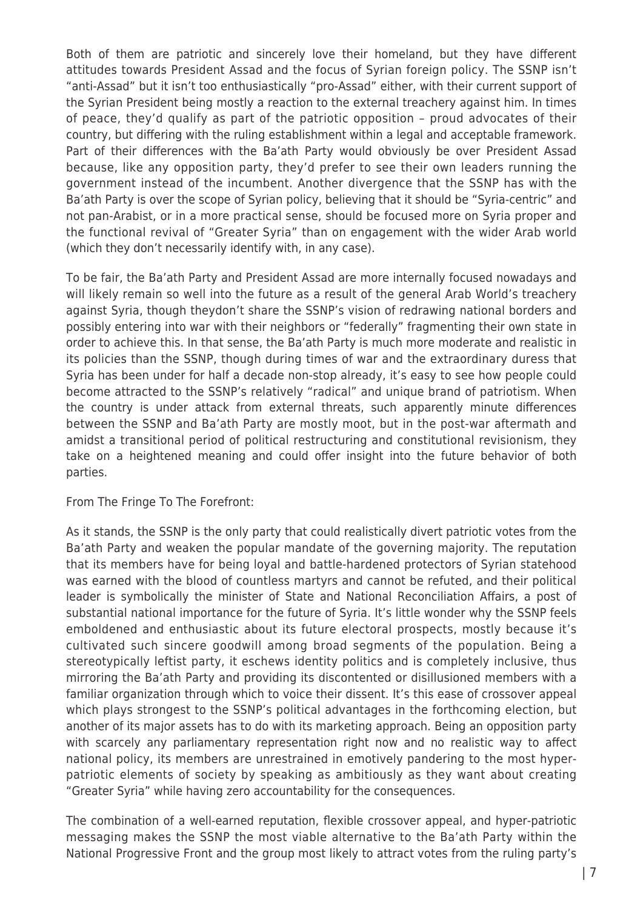Both of them are patriotic and sincerely love their homeland, but they have different attitudes towards President Assad and the focus of Syrian foreign policy. The SSNP isn't "anti-Assad" but it isn't too enthusiastically "pro-Assad" either, with their current support of the Syrian President being mostly a reaction to the external treachery against him. In times of peace, they'd qualify as part of the patriotic opposition – proud advocates of their country, but differing with the ruling establishment within a legal and acceptable framework. Part of their differences with the Ba'ath Party would obviously be over President Assad because, like any opposition party, they'd prefer to see their own leaders running the government instead of the incumbent. Another divergence that the SSNP has with the Ba'ath Party is over the scope of Syrian policy, believing that it should be "Syria-centric" and not pan-Arabist, or in a more practical sense, should be focused more on Syria proper and the functional revival of "Greater Syria" than on engagement with the wider Arab world (which they don't necessarily identify with, in any case).

To be fair, the Ba'ath Party and President Assad are more internally focused nowadays and will likely remain so well into the future as a result of the general Arab World's treachery against Syria, though theydon't share the SSNP's vision of redrawing national borders and possibly entering into war with their neighbors or "federally" fragmenting their own state in order to achieve this. In that sense, the Ba'ath Party is much more moderate and realistic in its policies than the SSNP, though during times of war and the extraordinary duress that Syria has been under for half a decade non-stop already, it's easy to see how people could become attracted to the SSNP's relatively "radical" and unique brand of patriotism. When the country is under attack from external threats, such apparently minute differences between the SSNP and Ba'ath Party are mostly moot, but in the post-war aftermath and amidst a transitional period of political restructuring and constitutional revisionism, they take on a heightened meaning and could offer insight into the future behavior of both parties.

From The Fringe To The Forefront:

As it stands, the SSNP is the only party that could realistically divert patriotic votes from the Ba'ath Party and weaken the popular mandate of the governing majority. The reputation that its members have for being loyal and battle-hardened protectors of Syrian statehood was earned with the blood of countless martyrs and cannot be refuted, and their political leader is symbolically the minister of State and National Reconciliation Affairs, a post of substantial national importance for the future of Syria. It's little wonder why the SSNP feels emboldened and enthusiastic about its future electoral prospects, mostly because it's cultivated such sincere goodwill among broad segments of the population. Being a stereotypically leftist party, it eschews identity politics and is completely inclusive, thus mirroring the Ba'ath Party and providing its discontented or disillusioned members with a familiar organization through which to voice their dissent. It's this ease of crossover appeal which plays strongest to the SSNP's political advantages in the forthcoming election, but another of its major assets has to do with its marketing approach. Being an opposition party with scarcely any parliamentary representation right now and no realistic way to affect national policy, its members are unrestrained in emotively pandering to the most hyper-patriotic elements of society by speaking as ambitiously as they want about creating "Greater Syria" while having zero accountability for the consequences.

The combination of a well-earned reputation, flexible crossover appeal, and hyper-patriotic messaging makes the SSNP the most viable alternative to the Ba'ath Party within the National Progressive Front and the group most likely to attract votes from the ruling party's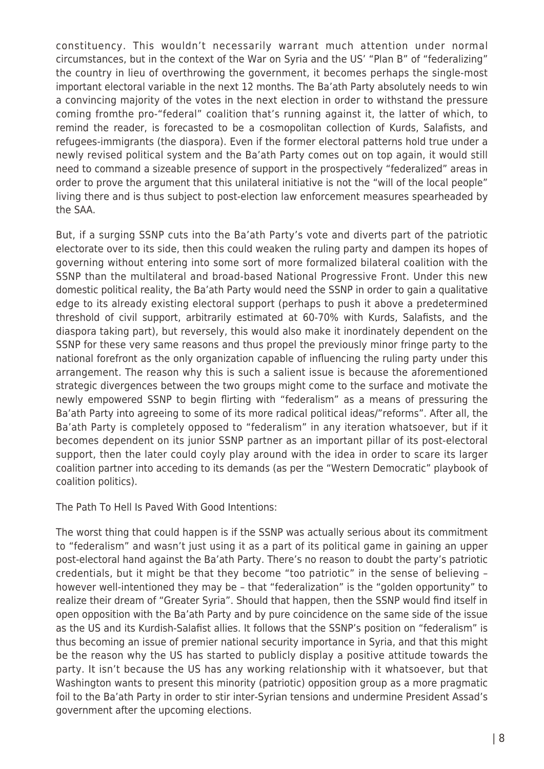constituency. This wouldn't necessarily warrant much attention under normal circumstances, but in the context of the War on Syria and the US' "Plan B" of "federalizing" the country in lieu of overthrowing the government, it becomes perhaps the single-most important electoral variable in the next 12 months. The Ba'ath Party absolutely needs to win a convincing majority of the votes in the next election in order to withstand the pressure coming fromthe pro-"federal" coalition that's running against it, the latter of which, to remind the reader, is forecasted to be a cosmopolitan collection of Kurds, Salafists, and refugees-immigrants (the diaspora). Even if the former electoral patterns hold true under a newly revised political system and the Ba'ath Party comes out on top again, it would still need to command a sizeable presence of support in the prospectively "federalized" areas in order to prove the argument that this unilateral initiative is not the "will of the local people" living there and is thus subject to post-election law enforcement measures spearheaded by the SAA.

But, if a surging SSNP cuts into the Ba'ath Party's vote and diverts part of the patriotic electorate over to its side, then this could weaken the ruling party and dampen its hopes of governing without entering into some sort of more formalized bilateral coalition with the SSNP than the multilateral and broad-based National Progressive Front. Under this new domestic political reality, the Ba'ath Party would need the SSNP in order to gain a qualitative edge to its already existing electoral support (perhaps to push it above a predetermined threshold of civil support, arbitrarily estimated at 60-70% with Kurds, Salafists, and the diaspora taking part), but reversely, this would also make it inordinately dependent on the SSNP for these very same reasons and thus propel the previously minor fringe party to the national forefront as the only organization capable of influencing the ruling party under this arrangement. The reason why this is such a salient issue is because the aforementioned strategic divergences between the two groups might come to the surface and motivate the newly empowered SSNP to begin flirting with "federalism" as a means of pressuring the Ba'ath Party into agreeing to some of its more radical political ideas/"reforms". After all, the Ba'ath Party is completely opposed to "federalism" in any iteration whatsoever, but if it becomes dependent on its junior SSNP partner as an important pillar of its post-electoral support, then the later could coyly play around with the idea in order to scare its larger coalition partner into acceding to its demands (as per the "Western Democratic" playbook of coalition politics).

The Path To Hell Is Paved With Good Intentions:

The worst thing that could happen is if the SSNP was actually serious about its commitment to "federalism" and wasn't just using it as a part of its political game in gaining an upper post-electoral hand against the Ba'ath Party. There's no reason to doubt the party's patriotic credentials, but it might be that they become "too patriotic" in the sense of believing – however well-intentioned they may be – that "federalization" is the "golden opportunity" to realize their dream of "Greater Syria". Should that happen, then the SSNP would find itself in open opposition with the Ba'ath Party and by pure coincidence on the same side of the issue as the US and its Kurdish-Salafist allies. It follows that the SSNP's position on "federalism" is thus becoming an issue of premier national security importance in Syria, and that this might be the reason why the US has started to publicly display a positive attitude towards the party. It isn't because the US has any working relationship with it whatsoever, but that Washington wants to present this minority (patriotic) opposition group as a more pragmatic foil to the Ba'ath Party in order to stir inter-Syrian tensions and undermine President Assad's government after the upcoming elections.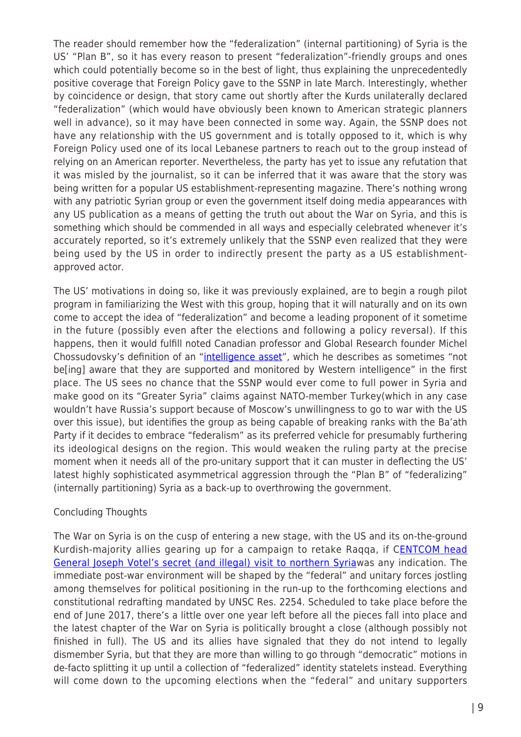The reader should remember how the "federalization" (internal partitioning) of Syria is the US' "Plan B", so it has every reason to present "federalization"-friendly groups and ones which could potentially become so in the best of light, thus explaining the unprecedentedly positive coverage that Foreign Policy gave to the SSNP in late March. Interestingly, whether by coincidence or design, that story came out shortly after the Kurds unilaterally declared "federalization" (which would have obviously been known to American strategic planners well in advance), so it may have been connected in some way. Again, the SSNP does not have any relationship with the US government and is totally opposed to it, which is why Foreign Policy used one of its local Lebanese partners to reach out to the group instead of relying on an American reporter. Nevertheless, the party has yet to issue any refutation that it was misled by the journalist, so it can be inferred that it was aware that the story was being written for a popular US establishment-representing magazine. There's nothing wrong with any patriotic Syrian group or even the government itself doing media appearances with any US publication as a means of getting the truth out about the War on Syria, and this is something which should be commended in all ways and especially celebrated whenever it's accurately reported, so it's extremely unlikely that the SSNP even realized that they were being used by the US in order to indirectly present the party as a US establishment-approved actor.

The US' motivations in doing so, like it was previously explained, are to begin a rough pilot program in familiarizing the West with this group, hoping that it will naturally and on its own come to accept the idea of "federalization" and become a leading proponent of it sometime in the future (possibly even after the elections and following a policy reversal). If this happens, then it would fulfill noted Canadian professor and Global Research founder Michel Chossudovsky's definition of an "intelligence asset", which he describes as sometimes "not be[ing] aware that they are supported and monitored by Western intelligence" in the first place. The US sees no chance that the SSNP would ever come to full power in Syria and make good on its "Greater Syria" claims against NATO-member Turkey(which in any case wouldn't have Russia's support because of Moscow's unwillingness to go to war with the US over this issue), but identifies the group as being capable of breaking ranks with the Ba'ath Party if it decides to embrace "federalism" as its preferred vehicle for presumably furthering its ideological designs on the region. This would weaken the ruling party at the precise moment when it needs all of the pro-unitary support that it can muster in deflecting the US' latest highly sophisticated asymmetrical aggression through the "Plan B" of "federalizing" (internally partitioning) Syria as a back-up to overthrowing the government.

## Concluding Thoughts

The War on Syria is on the cusp of entering a new stage, with the US and its on-the-ground Kurdish-majority allies gearing up for a campaign to retake Raqqa, if CENTCOM head General Joseph Votel's secret (and illegal) visit to northern Syriawas any indication. The immediate post-war environment will be shaped by the "federal" and unitary forces jostling among themselves for political positioning in the run-up to the forthcoming elections and constitutional redrafting mandated by UNSC Res. 2254. Scheduled to take place before the end of June 2017, there's a little over one year left before all the pieces fall into place and the latest chapter of the War on Syria is politically brought a close (although possibly not finished in full). The US and its allies have signaled that they do not intend to legally dismember Syria, but that they are more than willing to go through "democratic" motions in de-facto splitting it up until a collection of "federalized" identity statelets instead. Everything will come down to the upcoming elections when the "federal" and unitary supporters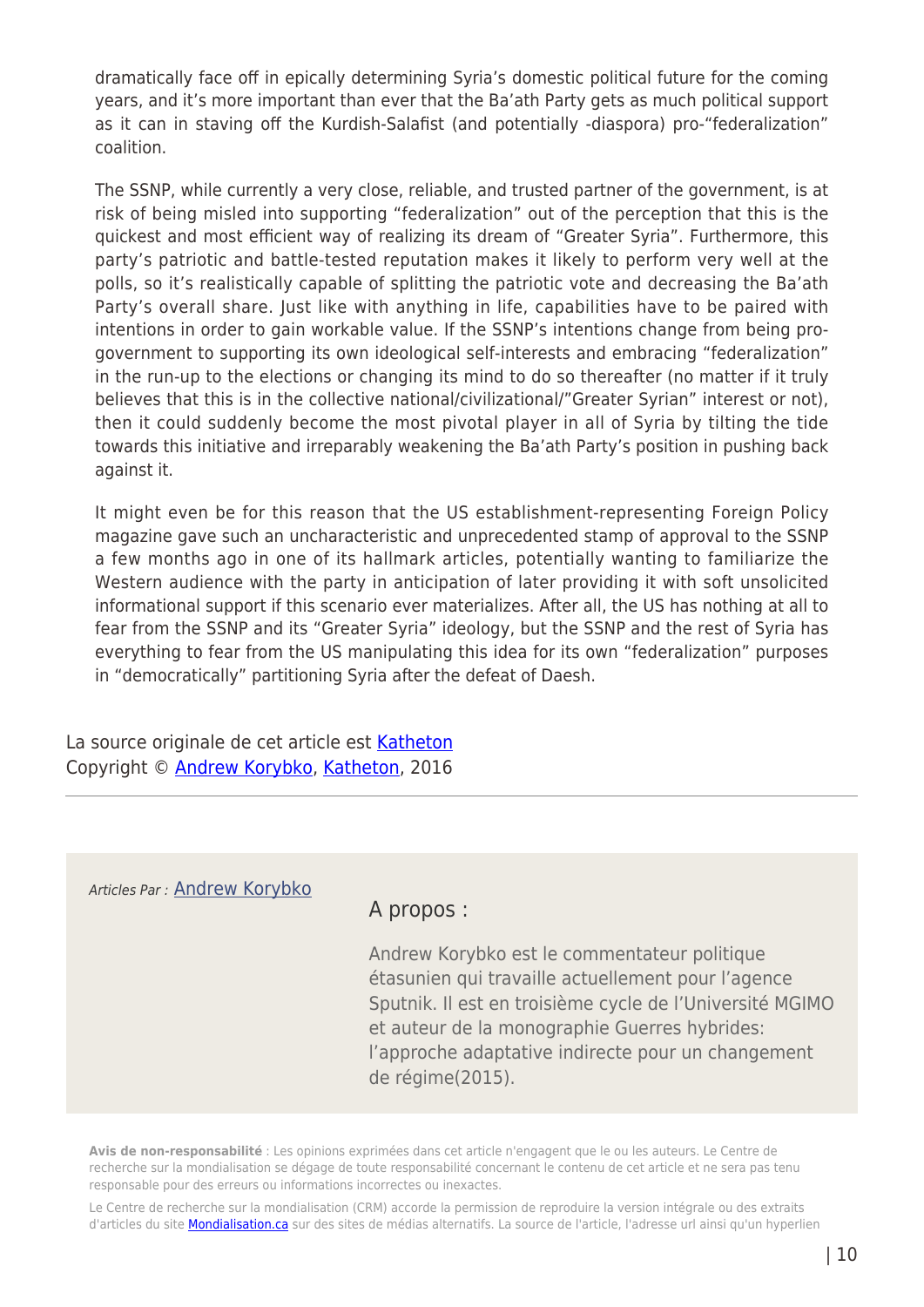dramatically face off in epically determining Syria's domestic political future for the coming years, and it's more important than ever that the Ba'ath Party gets as much political support as it can in staving off the Kurdish-Salafist (and potentially -diaspora) pro-"federalization" coalition.

The SSNP, while currently a very close, reliable, and trusted partner of the government, is at risk of being misled into supporting "federalization" out of the perception that this is the quickest and most efficient way of realizing its dream of "Greater Syria". Furthermore, this party's patriotic and battle-tested reputation makes it likely to perform very well at the polls, so it's realistically capable of splitting the patriotic vote and decreasing the Ba'ath Party's overall share. Just like with anything in life, capabilities have to be paired with intentions in order to gain workable value. If the SSNP's intentions change from being pro-government to supporting its own ideological self-interests and embracing "federalization" in the run-up to the elections or changing its mind to do so thereafter (no matter if it truly believes that this is in the collective national/civilizational/"Greater Syrian" interest or not), then it could suddenly become the most pivotal player in all of Syria by tilting the tide towards this initiative and irreparably weakening the Ba'ath Party's position in pushing back against it.

It might even be for this reason that the US establishment-representing Foreign Policy magazine gave such an uncharacteristic and unprecedented stamp of approval to the SSNP a few months ago in one of its hallmark articles, potentially wanting to familiarize the Western audience with the party in anticipation of later providing it with soft unsolicited informational support if this scenario ever materializes. After all, the US has nothing at all to fear from the SSNP and its "Greater Syria" ideology, but the SSNP and the rest of Syria has everything to fear from the US manipulating this idea for its own "federalization" purposes in "democratically" partitioning Syria after the defeat of Daesh.

La source originale de cet article est Katheton
Copyright © Andrew Korybko, Katheton, 2016

---

*Articles Par :* Andrew Korybko

A propos :

Andrew Korybko est le commentateur politique étasunien qui travaille actuellement pour l'agence Sputnik. Il est en troisième cycle de l'Université MGIMO et auteur de la monographie Guerres hybrides: l'approche adaptative indirecte pour un changement de régime(2015).

**Avis de non-responsabilité** : Les opinions exprimées dans cet article n'engagent que le ou les auteurs. Le Centre de recherche sur la mondialisation se dégage de toute responsabilité concernant le contenu de cet article et ne sera pas tenu responsable pour des erreurs ou informations incorrectes ou inexactes.

Le Centre de recherche sur la mondialisation (CRM) accorde la permission de reproduire la version intégrale ou des extraits d'articles du site Mondialisation.ca sur des sites de médias alternatifs. La source de l'article, l'adresse url ainsi qu'un hyperlien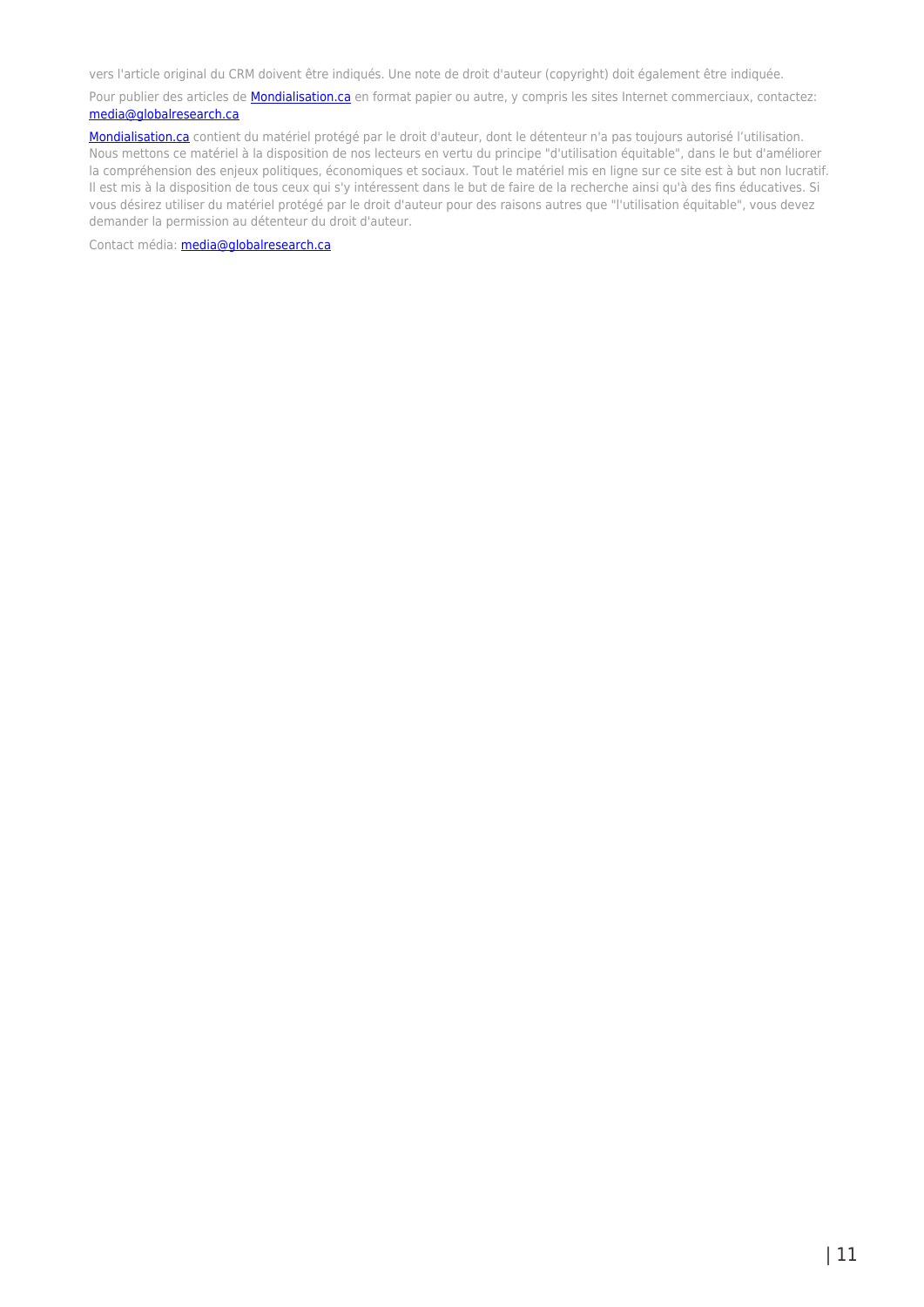vers l'article original du CRM doivent être indiqués. Une note de droit d'auteur (copyright) doit également être indiquée.

Pour publier des articles de Mondialisation.ca en format papier ou autre, y compris les sites Internet commerciaux, contactez: media@globalresearch.ca

Mondialisation.ca contient du matériel protégé par le droit d'auteur, dont le détenteur n'a pas toujours autorisé l'utilisation. Nous mettons ce matériel à la disposition de nos lecteurs en vertu du principe "d'utilisation équitable", dans le but d'améliorer la compréhension des enjeux politiques, économiques et sociaux. Tout le matériel mis en ligne sur ce site est à but non lucratif. Il est mis à la disposition de tous ceux qui s'y intéressent dans le but de faire de la recherche ainsi qu'à des fins éducatives. Si vous désirez utiliser du matériel protégé par le droit d'auteur pour des raisons autres que "l'utilisation équitable", vous devez demander la permission au détenteur du droit d'auteur.

Contact média: media@globalresearch.ca